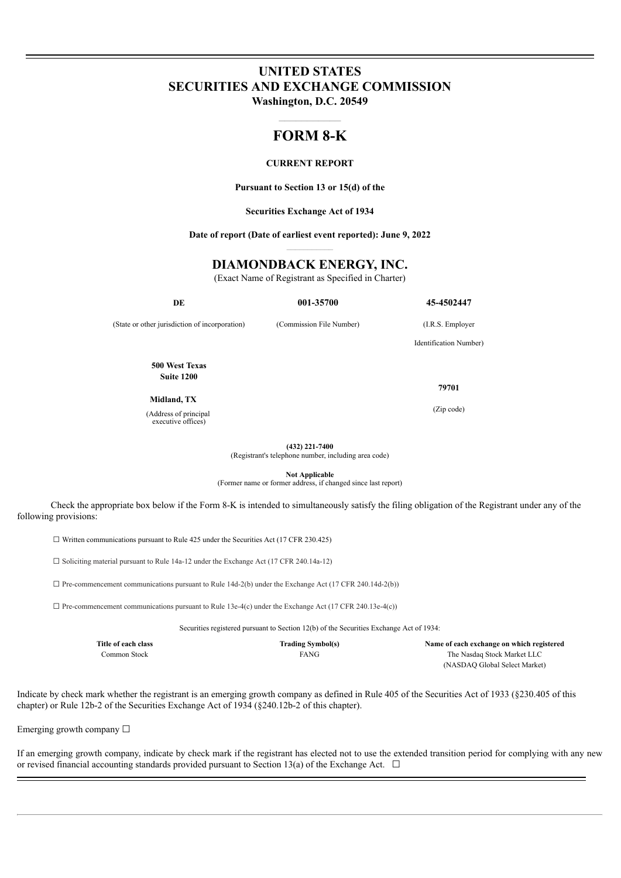# UNITED STATES
# SECURITIES AND EXCHANGE COMMISSION
**Washington, D.C. 20549**

# FORM 8-K

**CURRENT REPORT**

**Pursuant to Section 13 or 15(d) of the**

**Securities Exchange Act of 1934**

**Date of report (Date of earliest event reported): June 9, 2022**

# DIAMONDBACK ENERGY, INC.
(Exact Name of Registrant as Specified in Charter)

| **DE** | **001-35700** | **45-4502447** |
|---|---|---|
| (State or other jurisdiction of incorporation) | (Commission File Number) | (I.R.S. Employer Identification Number) |

| | |
|---|---|
| **500 West Texas**<br>**Suite 1200**<br>**Midland, TX**<br>(Address of principal executive offices) | **79701**<br>(Zip code) |

**(432) 221-7400**
(Registrant's telephone number, including area code)

**Not Applicable**
(Former name or former address, if changed since last report)

Check the appropriate box below if the Form 8-K is intended to simultaneously satisfy the filing obligation of the Registrant under any of the following provisions:

☐ Written communications pursuant to Rule 425 under the Securities Act (17 CFR 230.425)

☐ Soliciting material pursuant to Rule 14a-12 under the Exchange Act (17 CFR 240.14a-12)

☐ Pre-commencement communications pursuant to Rule 14d-2(b) under the Exchange Act (17 CFR 240.14d-2(b))

☐ Pre-commencement communications pursuant to Rule 13e-4(c) under the Exchange Act (17 CFR 240.13e-4(c))

Securities registered pursuant to Section 12(b) of the Securities Exchange Act of 1934:

| **Title of each class** | **Trading Symbol(s)** | **Name of each exchange on which registered** |
|---|---|---|
| Common Stock | FANG | The Nasdaq Stock Market LLC<br>(NASDAQ Global Select Market) |

Indicate by check mark whether the registrant is an emerging growth company as defined in Rule 405 of the Securities Act of 1933 (§230.405 of this chapter) or Rule 12b-2 of the Securities Exchange Act of 1934 (§240.12b-2 of this chapter).

Emerging growth company ☐

If an emerging growth company, indicate by check mark if the registrant has elected not to use the extended transition period for complying with any new or revised financial accounting standards provided pursuant to Section 13(a) of the Exchange Act. ☐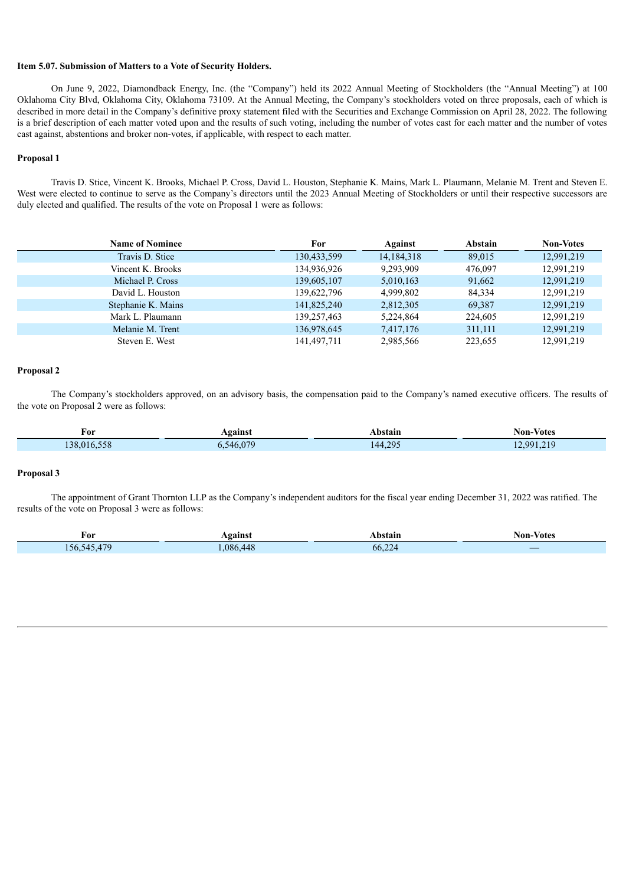**Item 5.07. Submission of Matters to a Vote of Security Holders.**

On June 9, 2022, Diamondback Energy, Inc. (the "Company") held its 2022 Annual Meeting of Stockholders (the "Annual Meeting") at 100 Oklahoma City Blvd, Oklahoma City, Oklahoma 73109. At the Annual Meeting, the Company's stockholders voted on three proposals, each of which is described in more detail in the Company's definitive proxy statement filed with the Securities and Exchange Commission on April 28, 2022. The following is a brief description of each matter voted upon and the results of such voting, including the number of votes cast for each matter and the number of votes cast against, abstentions and broker non-votes, if applicable, with respect to each matter.

**Proposal 1**

Travis D. Stice, Vincent K. Brooks, Michael P. Cross, David L. Houston, Stephanie K. Mains, Mark L. Plaumann, Melanie M. Trent and Steven E. West were elected to continue to serve as the Company's directors until the 2023 Annual Meeting of Stockholders or until their respective successors are duly elected and qualified. The results of the vote on Proposal 1 were as follows:

| Name of Nominee | For | Against | Abstain | Non-Votes |
|---|---|---|---|---|
| Travis D. Stice | 130,433,599 | 14,184,318 | 89,015 | 12,991,219 |
| Vincent K. Brooks | 134,936,926 | 9,293,909 | 476,097 | 12,991,219 |
| Michael P. Cross | 139,605,107 | 5,010,163 | 91,662 | 12,991,219 |
| David L. Houston | 139,622,796 | 4,999,802 | 84,334 | 12,991,219 |
| Stephanie K. Mains | 141,825,240 | 2,812,305 | 69,387 | 12,991,219 |
| Mark L. Plaumann | 139,257,463 | 5,224,864 | 224,605 | 12,991,219 |
| Melanie M. Trent | 136,978,645 | 7,417,176 | 311,111 | 12,991,219 |
| Steven E. West | 141,497,711 | 2,985,566 | 223,655 | 12,991,219 |

**Proposal 2**

The Company's stockholders approved, on an advisory basis, the compensation paid to the Company's named executive officers. The results of the vote on Proposal 2 were as follows:

| For | Against | Abstain | Non-Votes |
|---|---|---|---|
| 138,016,558 | 6,546,079 | 144,295 | 12,991,219 |

**Proposal 3**

The appointment of Grant Thornton LLP as the Company's independent auditors for the fiscal year ending December 31, 2022 was ratified. The results of the vote on Proposal 3 were as follows:

| For | Against | Abstain | Non-Votes |
|---|---|---|---|
| 156,545,479 | 1,086,448 | 66,224 | — |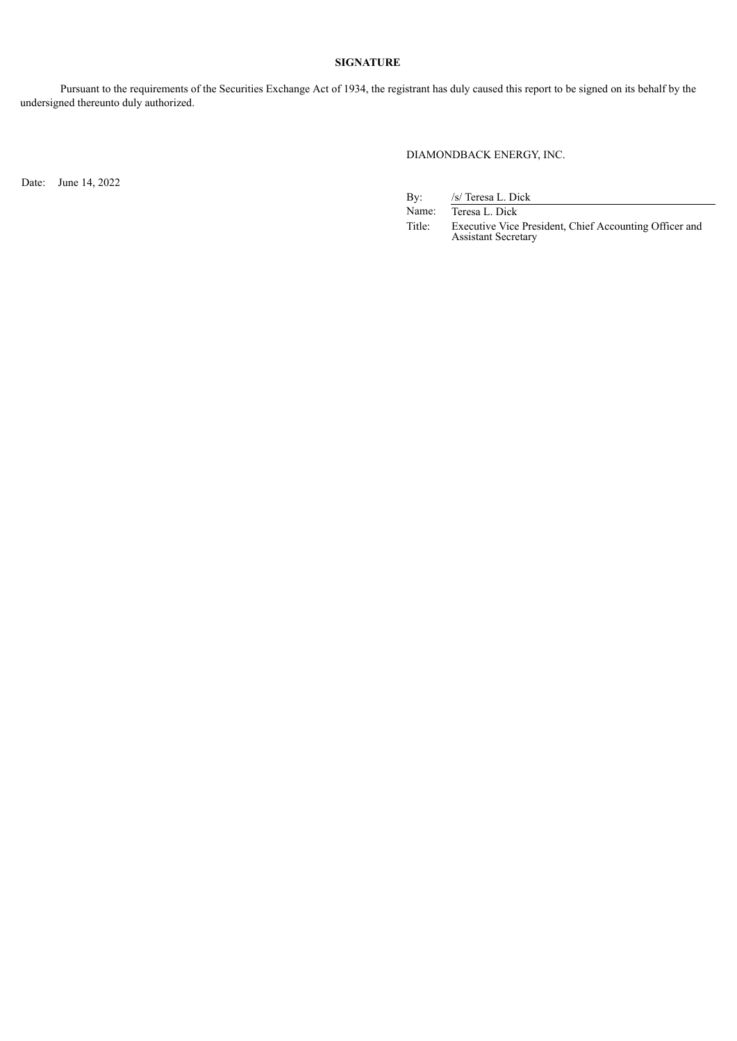**SIGNATURE**

Pursuant to the requirements of the Securities Exchange Act of 1934, the registrant has duly caused this report to be signed on its behalf by the undersigned thereunto duly authorized.

DIAMONDBACK ENERGY, INC.

Date: June 14, 2022

| | |
|---|---|
| By: | /s/ Teresa L. Dick |
| Name: | Teresa L. Dick |
| Title: | Executive Vice President, Chief Accounting Officer and Assistant Secretary |